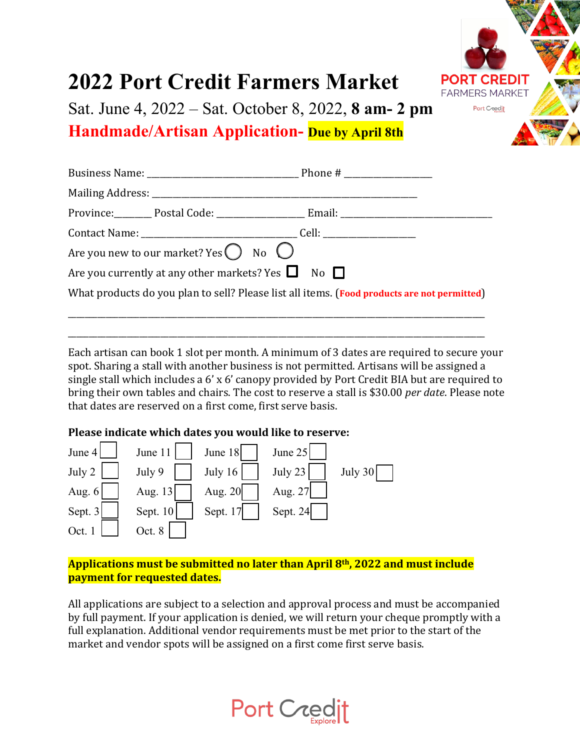# 2022 Port Credit Farmers Market

Sat. June 4, 2022 – Sat. October 8, 2022, **8 am- 2 pm**

## Handmade/Artisan Application- **Due by April 8th**

PORT CREDIT FARMERS MARKET

Business Name: ______________________________ Phone # ________________

Mailing Address: ____________________________________________________

Province:_______ Postal Code: ________________ Email: ______________________________

Contact Name: ______________________________ Cell: __________________

Are you new to our market? Yes ◯ No ◯

Are you currently at any other markets? Yes ☐ No ☐

What products do you plan to sell? Please list all items. (**Food products are not permitted**)

________________________________________________________________________________

________________________________________________________________________________

Each artisan can book 1 slot per month. A minimum of 3 dates are required to secure your spot. Sharing a stall with another business is not permitted. Artisans will be assigned a single stall which includes a 6' x 6' canopy provided by Port Credit BIA but are required to bring their own tables and chairs. The cost to reserve a stall is $30.00 *per date*. Please note that dates are reserved on a first come, first serve basis.

**Please indicate which dates you would like to reserve:**

| | | | | |
|---|---|---|---|---|
| June 4 ☐ | June 11 ☐ | June 18 ☐ | June 25 ☐ | |
| July 2 ☐ | July 9 ☐ | July 16 ☐ | July 23 ☐ | July 30 ☐ |
| Aug. 6 ☐ | Aug. 13 ☐ | Aug. 20 ☐ | Aug. 27 ☐ | |
| Sept. 3 ☐ | Sept. 10 ☐ | Sept. 17 ☐ | Sept. 24 ☐ | |
| Oct. 1 ☐ | Oct. 8 ☐ | | | |

**Applications must be submitted no later than April 8th, 2022 and must include payment for requested dates.**

All applications are subject to a selection and approval process and must be accompanied by full payment. If your application is denied, we will return your cheque promptly with a full explanation. Additional vendor requirements must be met prior to the start of the market and vendor spots will be assigned on a first come first serve basis.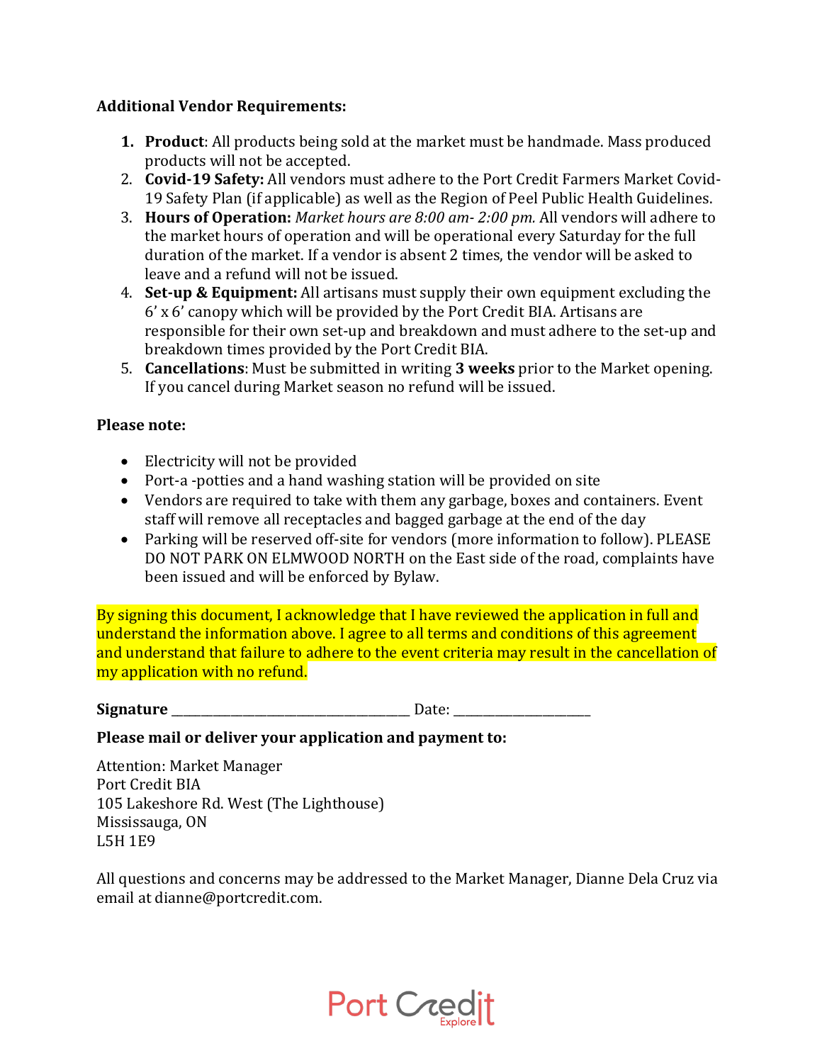**Additional Vendor Requirements:**

1. **Product**: All products being sold at the market must be handmade. Mass produced products will not be accepted.
2. **Covid-19 Safety:** All vendors must adhere to the Port Credit Farmers Market Covid-19 Safety Plan (if applicable) as well as the Region of Peel Public Health Guidelines.
3. **Hours of Operation:** *Market hours are 8:00 am- 2:00 pm.* All vendors will adhere to the market hours of operation and will be operational every Saturday for the full duration of the market. If a vendor is absent 2 times, the vendor will be asked to leave and a refund will not be issued.
4. **Set-up & Equipment:** All artisans must supply their own equipment excluding the 6' x 6' canopy which will be provided by the Port Credit BIA. Artisans are responsible for their own set-up and breakdown and must adhere to the set-up and breakdown times provided by the Port Credit BIA.
5. **Cancellations**: Must be submitted in writing **3 weeks** prior to the Market opening. If you cancel during Market season no refund will be issued.

**Please note:**

- Electricity will not be provided
- Port-a -potties and a hand washing station will be provided on site
- Vendors are required to take with them any garbage, boxes and containers. Event staff will remove all receptacles and bagged garbage at the end of the day
- Parking will be reserved off-site for vendors (more information to follow). PLEASE DO NOT PARK ON ELMWOOD NORTH on the East side of the road, complaints have been issued and will be enforced by Bylaw.

By signing this document, I acknowledge that I have reviewed the application in full and understand the information above. I agree to all terms and conditions of this agreement and understand that failure to adhere to the event criteria may result in the cancellation of my application with no refund.

**Signature** ___________________________________ Date: ____________________

**Please mail or deliver your application and payment to:**

Attention: Market Manager
Port Credit BIA
105 Lakeshore Rd. West (The Lighthouse)
Mississauga, ON
L5H 1E9

All questions and concerns may be addressed to the Market Manager, Dianne Dela Cruz via email at dianne@portcredit.com.

Port Credit Explore